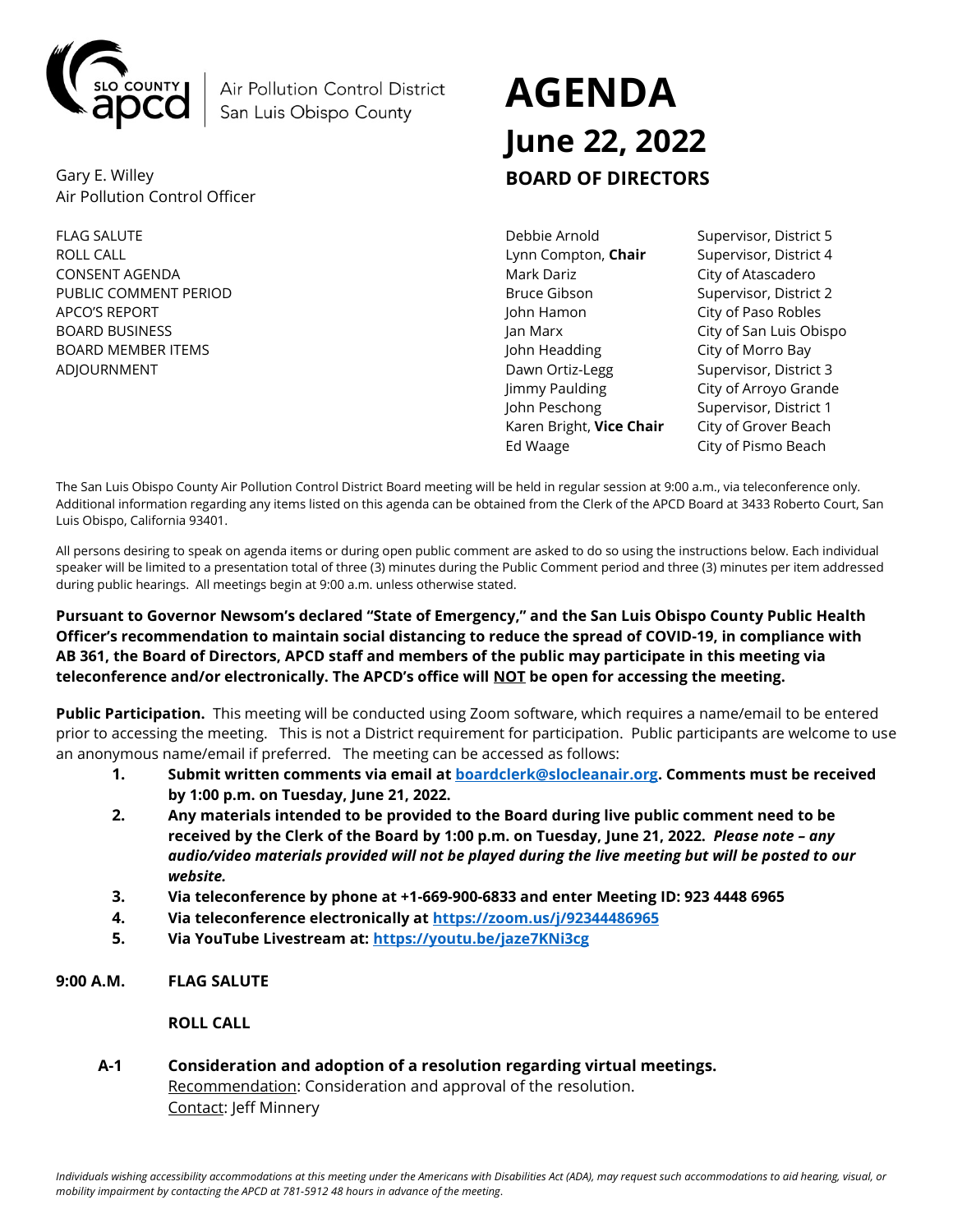Air Pollution Control District
San Luis Obispo County

# AGENDA
# June 22, 2022
## BOARD OF DIRECTORS

Gary E. Willey
Air Pollution Control Officer

FLAG SALUTE
ROLL CALL
CONSENT AGENDA
PUBLIC COMMENT PERIOD
APCO'S REPORT
BOARD BUSINESS
BOARD MEMBER ITEMS
ADJOURNMENT

| | |
|---|---|
| Debbie Arnold | Supervisor, District 5 |
| Lynn Compton, **Chair** | Supervisor, District 4 |
| Mark Dariz | City of Atascadero |
| Bruce Gibson | Supervisor, District 2 |
| John Hamon | City of Paso Robles |
| Jan Marx | City of San Luis Obispo |
| John Headding | City of Morro Bay |
| Dawn Ortiz-Legg | Supervisor, District 3 |
| Jimmy Paulding | City of Arroyo Grande |
| John Peschong | Supervisor, District 1 |
| Karen Bright, **Vice Chair** | City of Grover Beach |
| Ed Waage | City of Pismo Beach |

The San Luis Obispo County Air Pollution Control District Board meeting will be held in regular session at 9:00 a.m., via teleconference only. Additional information regarding any items listed on this agenda can be obtained from the Clerk of the APCD Board at 3433 Roberto Court, San Luis Obispo, California 93401.

All persons desiring to speak on agenda items or during open public comment are asked to do so using the instructions below. Each individual speaker will be limited to a presentation total of three (3) minutes during the Public Comment period and three (3) minutes per item addressed during public hearings. All meetings begin at 9:00 a.m. unless otherwise stated.

**Pursuant to Governor Newsom's declared "State of Emergency," and the San Luis Obispo County Public Health Officer's recommendation to maintain social distancing to reduce the spread of COVID-19, in compliance with AB 361, the Board of Directors, APCD staff and members of the public may participate in this meeting via teleconference and/or electronically. The APCD's office will NOT be open for accessing the meeting.**

**Public Participation.** This meeting will be conducted using Zoom software, which requires a name/email to be entered prior to accessing the meeting. This is not a District requirement for participation. Public participants are welcome to use an anonymous name/email if preferred. The meeting can be accessed as follows:

1. **Submit written comments via email at boardclerk@slocleanair.org. Comments must be received by 1:00 p.m. on Tuesday, June 21, 2022.**
2. **Any materials intended to be provided to the Board during live public comment need to be received by the Clerk of the Board by 1:00 p.m. on Tuesday, June 21, 2022.** ***Please note – any audio/video materials provided will not be played during the live meeting but will be posted to our website.***
3. **Via teleconference by phone at +1-669-900-6833 and enter Meeting ID: 923 4448 6965**
4. **Via teleconference electronically at https://zoom.us/j/92344486965**
5. **Via YouTube Livestream at: https://youtu.be/jaze7KNi3cg**

**9:00 A.M. FLAG SALUTE**

**ROLL CALL**

**A-1 Consideration and adoption of a resolution regarding virtual meetings.**
Recommendation: Consideration and approval of the resolution.
Contact: Jeff Minnery

*Individuals wishing accessibility accommodations at this meeting under the Americans with Disabilities Act (ADA), may request such accommodations to aid hearing, visual, or mobility impairment by contacting the APCD at 781-5912 48 hours in advance of the meeting.*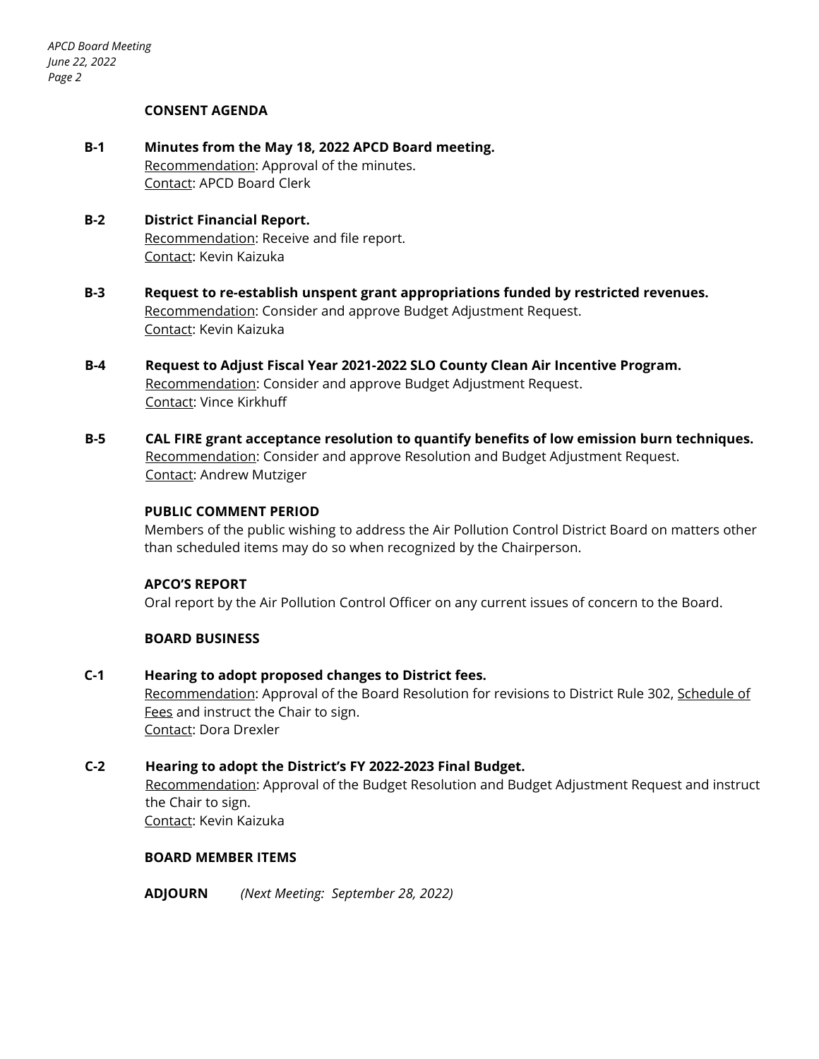## CONSENT AGENDA

**B-1 Minutes from the May 18, 2022 APCD Board meeting.**
Recommendation: Approval of the minutes.
Contact: APCD Board Clerk

**B-2 District Financial Report.**
Recommendation: Receive and file report.
Contact: Kevin Kaizuka

**B-3 Request to re-establish unspent grant appropriations funded by restricted revenues.**
Recommendation: Consider and approve Budget Adjustment Request.
Contact: Kevin Kaizuka

**B-4 Request to Adjust Fiscal Year 2021-2022 SLO County Clean Air Incentive Program.**
Recommendation: Consider and approve Budget Adjustment Request.
Contact: Vince Kirkhuff

**B-5 CAL FIRE grant acceptance resolution to quantify benefits of low emission burn techniques.**
Recommendation: Consider and approve Resolution and Budget Adjustment Request.
Contact: Andrew Mutziger

## PUBLIC COMMENT PERIOD

Members of the public wishing to address the Air Pollution Control District Board on matters other than scheduled items may do so when recognized by the Chairperson.

## APCO'S REPORT

Oral report by the Air Pollution Control Officer on any current issues of concern to the Board.

## BOARD BUSINESS

**C-1 Hearing to adopt proposed changes to District fees.**
Recommendation: Approval of the Board Resolution for revisions to District Rule 302, Schedule of Fees and instruct the Chair to sign.
Contact: Dora Drexler

**C-2 Hearing to adopt the District's FY 2022-2023 Final Budget.**
Recommendation: Approval of the Budget Resolution and Budget Adjustment Request and instruct the Chair to sign.
Contact: Kevin Kaizuka

## BOARD MEMBER ITEMS

**ADJOURN** *(Next Meeting: September 28, 2022)*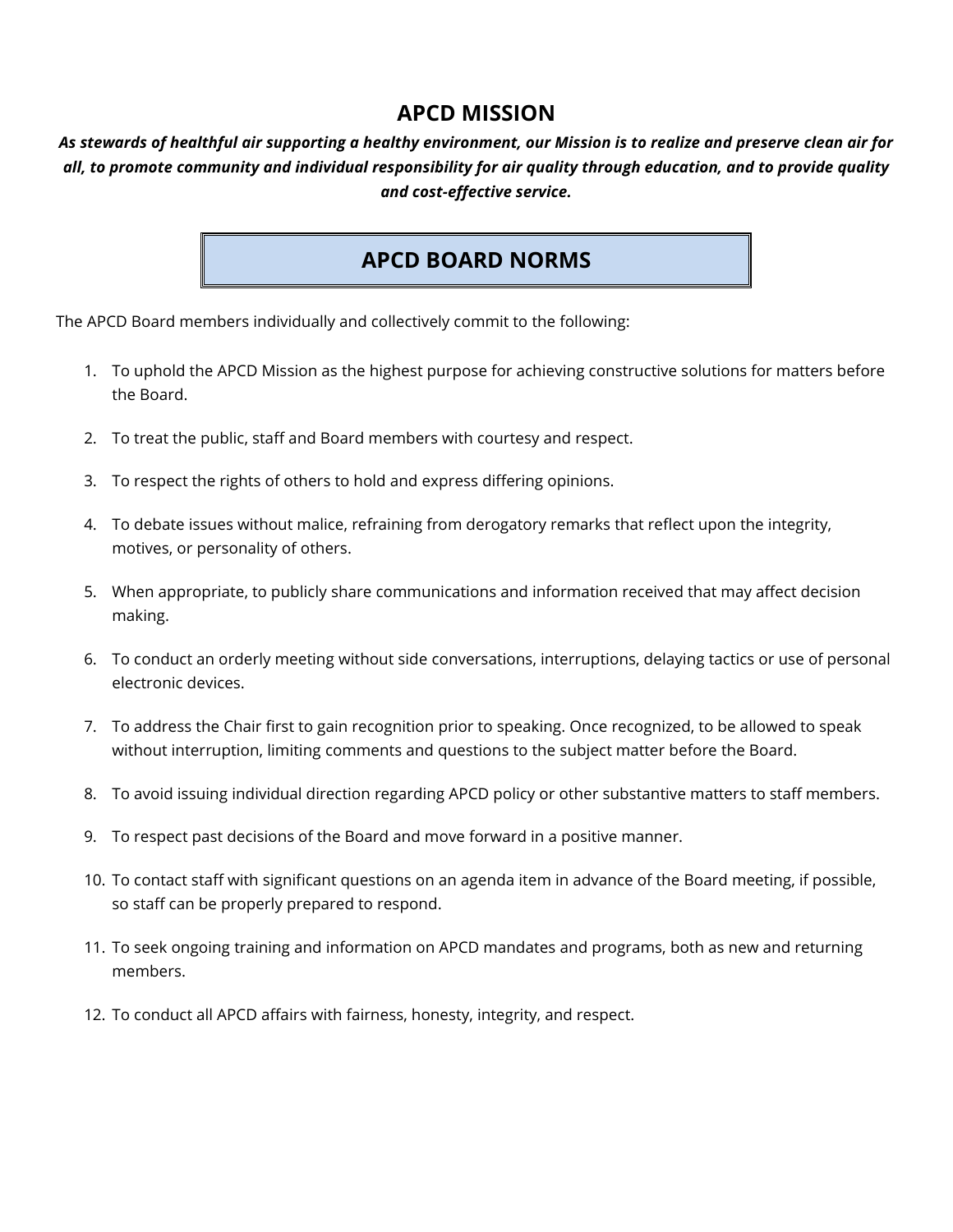## APCD MISSION

***As stewards of healthful air supporting a healthy environment, our Mission is to realize and preserve clean air for all, to promote community and individual responsibility for air quality through education, and to provide quality and cost-effective service.***

## APCD BOARD NORMS

The APCD Board members individually and collectively commit to the following:

1. To uphold the APCD Mission as the highest purpose for achieving constructive solutions for matters before the Board.
2. To treat the public, staff and Board members with courtesy and respect.
3. To respect the rights of others to hold and express differing opinions.
4. To debate issues without malice, refraining from derogatory remarks that reflect upon the integrity, motives, or personality of others.
5. When appropriate, to publicly share communications and information received that may affect decision making.
6. To conduct an orderly meeting without side conversations, interruptions, delaying tactics or use of personal electronic devices.
7. To address the Chair first to gain recognition prior to speaking. Once recognized, to be allowed to speak without interruption, limiting comments and questions to the subject matter before the Board.
8. To avoid issuing individual direction regarding APCD policy or other substantive matters to staff members.
9. To respect past decisions of the Board and move forward in a positive manner.
10. To contact staff with significant questions on an agenda item in advance of the Board meeting, if possible, so staff can be properly prepared to respond.
11. To seek ongoing training and information on APCD mandates and programs, both as new and returning members.
12. To conduct all APCD affairs with fairness, honesty, integrity, and respect.